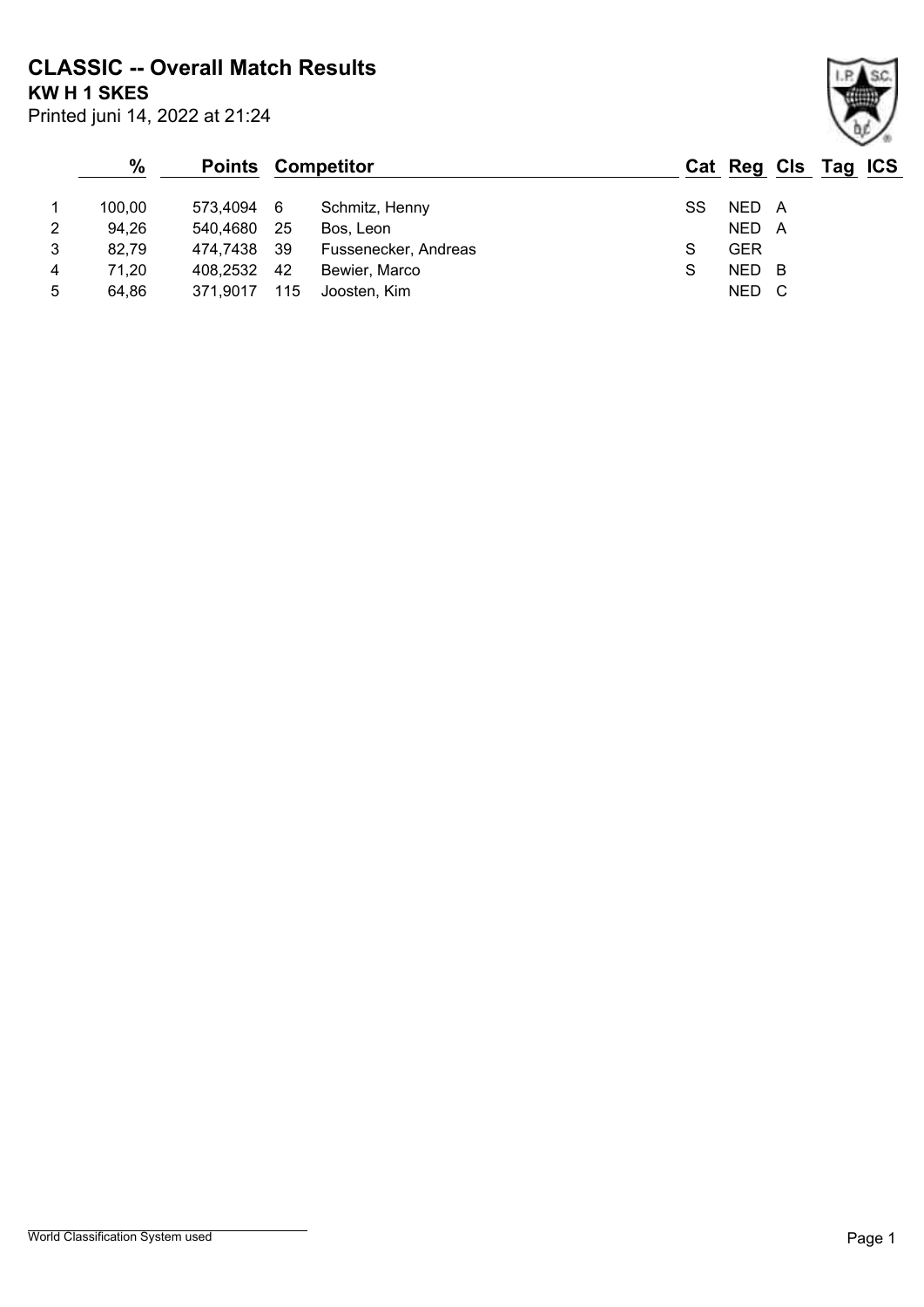# CLASSIC -- Overall Match Results

**KW H 1 SKES**

Printed juni 14, 2022 at 21:24

| | % | Points | | Competitor | Cat | Reg | Cls | Tag | ICS |
|---|---|---|---|---|---|---|---|---|---|
| 1 | 100,00 | 573,4094 | 6 | Schmitz, Henny | SS | NED | A | | |
| 2 | 94,26 | 540,4680 | 25 | Bos, Leon | | NED | A | | |
| 3 | 82,79 | 474,7438 | 39 | Fussenecker, Andreas | S | GER | | | |
| 4 | 71,20 | 408,2532 | 42 | Bewier, Marco | S | NED | B | | |
| 5 | 64,86 | 371,9017 | 115 | Joosten, Kim | | NED | C | | |

World Classification System used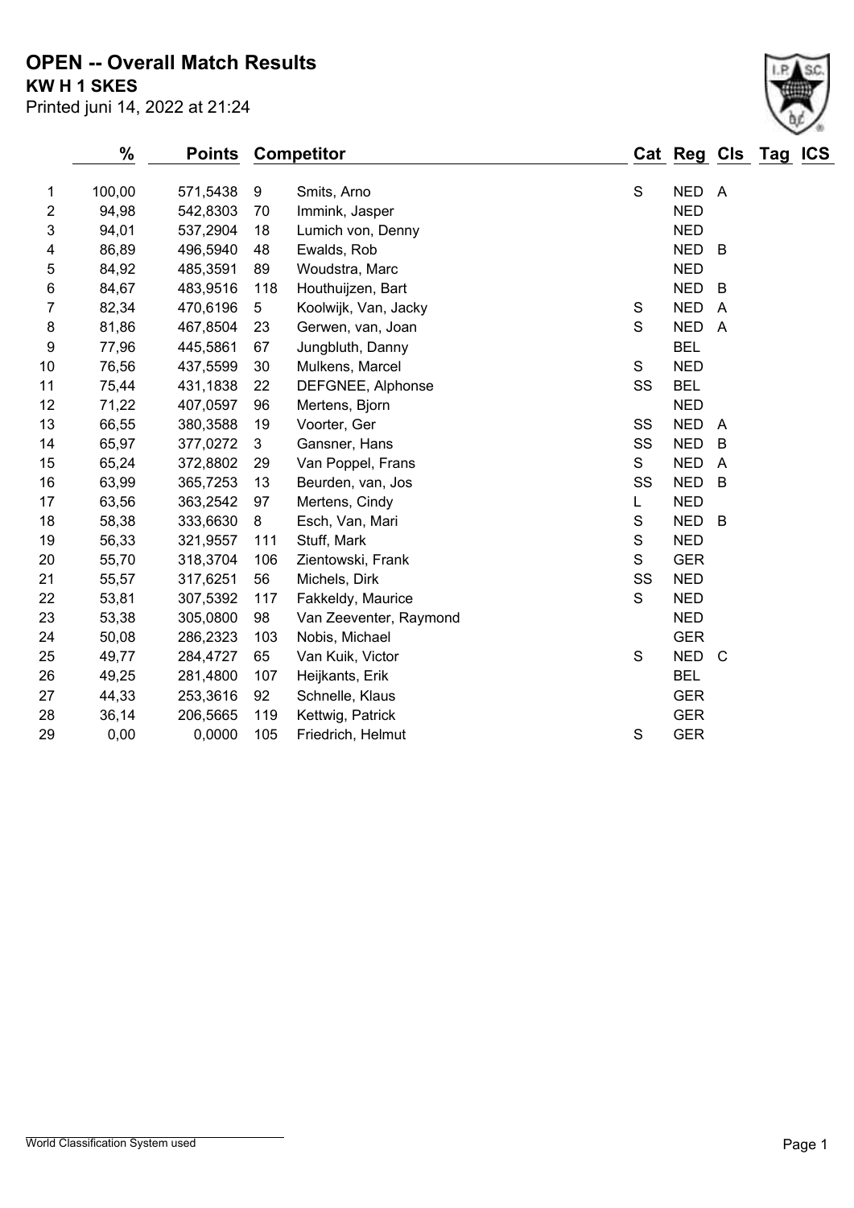# OPEN -- Overall Match Results

**KW H 1 SKES**

Printed juni 14, 2022 at 21:24

| | % | Points | Competitor | | Cat | Reg | Cls | Tag | ICS |
|---|---|---|---|---|---|---|---|---|---|
| 1 | 100,00 | 571,5438 | 9 | Smits, Arno | S | NED | A | | |
| 2 | 94,98 | 542,8303 | 70 | Immink, Jasper | | NED | | | |
| 3 | 94,01 | 537,2904 | 18 | Lumich von, Denny | | NED | | | |
| 4 | 86,89 | 496,5940 | 48 | Ewalds, Rob | | NED | B | | |
| 5 | 84,92 | 485,3591 | 89 | Woudstra, Marc | | NED | | | |
| 6 | 84,67 | 483,9516 | 118 | Houthuijzen, Bart | | NED | B | | |
| 7 | 82,34 | 470,6196 | 5 | Koolwijk, Van, Jacky | S | NED | A | | |
| 8 | 81,86 | 467,8504 | 23 | Gerwen, van, Joan | S | NED | A | | |
| 9 | 77,96 | 445,5861 | 67 | Jungbluth, Danny | | BEL | | | |
| 10 | 76,56 | 437,5599 | 30 | Mulkens, Marcel | S | NED | | | |
| 11 | 75,44 | 431,1838 | 22 | DEFGNEE, Alphonse | SS | BEL | | | |
| 12 | 71,22 | 407,0597 | 96 | Mertens, Bjorn | | NED | | | |
| 13 | 66,55 | 380,3588 | 19 | Voorter, Ger | SS | NED | A | | |
| 14 | 65,97 | 377,0272 | 3 | Gansner, Hans | SS | NED | B | | |
| 15 | 65,24 | 372,8802 | 29 | Van Poppel, Frans | S | NED | A | | |
| 16 | 63,99 | 365,7253 | 13 | Beurden, van, Jos | SS | NED | B | | |
| 17 | 63,56 | 363,2542 | 97 | Mertens, Cindy | L | NED | | | |
| 18 | 58,38 | 333,6630 | 8 | Esch, Van, Mari | S | NED | B | | |
| 19 | 56,33 | 321,9557 | 111 | Stuff, Mark | S | NED | | | |
| 20 | 55,70 | 318,3704 | 106 | Zientowski, Frank | S | GER | | | |
| 21 | 55,57 | 317,6251 | 56 | Michels, Dirk | SS | NED | | | |
| 22 | 53,81 | 307,5392 | 117 | Fakkeldy, Maurice | S | NED | | | |
| 23 | 53,38 | 305,0800 | 98 | Van Zeeventer, Raymond | | NED | | | |
| 24 | 50,08 | 286,2323 | 103 | Nobis, Michael | | GER | | | |
| 25 | 49,77 | 284,4727 | 65 | Van Kuik, Victor | S | NED | C | | |
| 26 | 49,25 | 281,4800 | 107 | Heijkants, Erik | | BEL | | | |
| 27 | 44,33 | 253,3616 | 92 | Schnelle, Klaus | | GER | | | |
| 28 | 36,14 | 206,5665 | 119 | Kettwig, Patrick | | GER | | | |
| 29 | 0,00 | 0,0000 | 105 | Friedrich, Helmut | S | GER | | | |

World Classification System used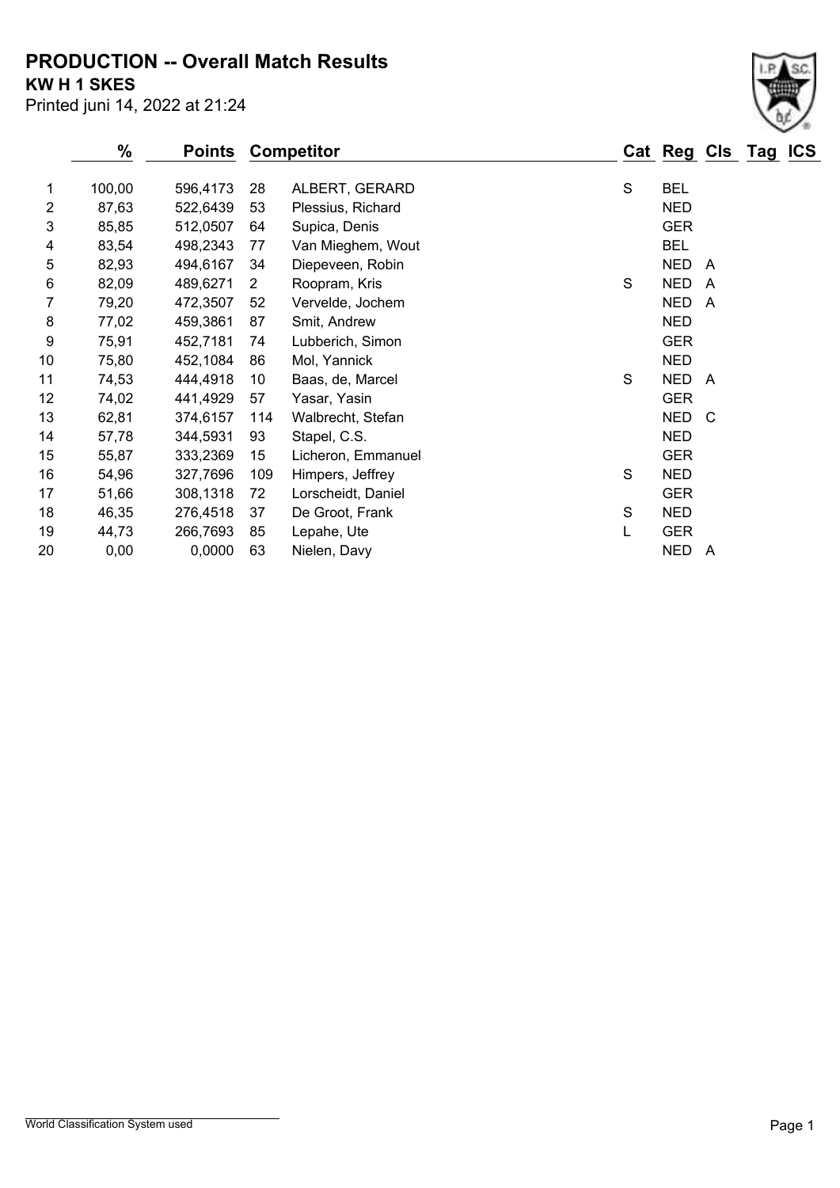# PRODUCTION -- Overall Match Results

**KW H 1 SKES**

Printed juni 14, 2022 at 21:24

| | % | Points | Competitor | | Cat | Reg | Cls | Tag | ICS |
|---|---|---|---|---|---|---|---|---|---|
| 1 | 100,00 | 596,4173 | 28 | ALBERT, GERARD | S | BEL | | | |
| 2 | 87,63 | 522,6439 | 53 | Plessius, Richard | | NED | | | |
| 3 | 85,85 | 512,0507 | 64 | Supica, Denis | | GER | | | |
| 4 | 83,54 | 498,2343 | 77 | Van Mieghem, Wout | | BEL | | | |
| 5 | 82,93 | 494,6167 | 34 | Diepeveen, Robin | | NED | A | | |
| 6 | 82,09 | 489,6271 | 2 | Roopram, Kris | S | NED | A | | |
| 7 | 79,20 | 472,3507 | 52 | Vervelde, Jochem | | NED | A | | |
| 8 | 77,02 | 459,3861 | 87 | Smit, Andrew | | NED | | | |
| 9 | 75,91 | 452,7181 | 74 | Lubberich, Simon | | GER | | | |
| 10 | 75,80 | 452,1084 | 86 | Mol, Yannick | | NED | | | |
| 11 | 74,53 | 444,4918 | 10 | Baas, de, Marcel | S | NED | A | | |
| 12 | 74,02 | 441,4929 | 57 | Yasar, Yasin | | GER | | | |
| 13 | 62,81 | 374,6157 | 114 | Walbrecht, Stefan | | NED | C | | |
| 14 | 57,78 | 344,5931 | 93 | Stapel, C.S. | | NED | | | |
| 15 | 55,87 | 333,2369 | 15 | Licheron, Emmanuel | | GER | | | |
| 16 | 54,96 | 327,7696 | 109 | Himpers, Jeffrey | S | NED | | | |
| 17 | 51,66 | 308,1318 | 72 | Lorscheidt, Daniel | | GER | | | |
| 18 | 46,35 | 276,4518 | 37 | De Groot, Frank | S | NED | | | |
| 19 | 44,73 | 266,7693 | 85 | Lepahe, Ute | L | GER | | | |
| 20 | 0,00 | 0,0000 | 63 | Nielen, Davy | | NED | A | | |

World Classification System used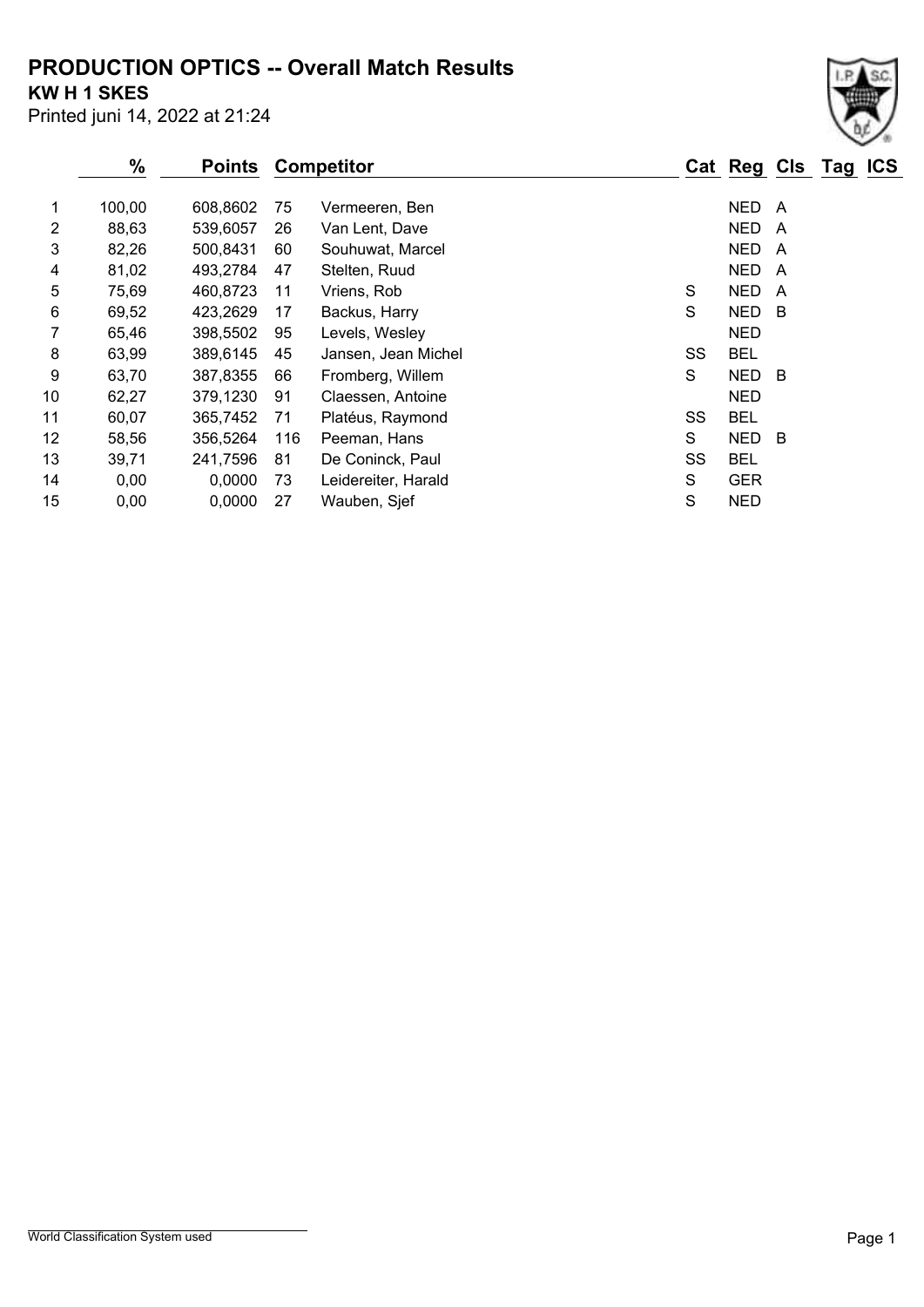# PRODUCTION OPTICS -- Overall Match Results

**KW H 1 SKES**

Printed juni 14, 2022 at 21:24

| | % | Points | Competitor | | Cat | Reg | Cls | Tag | ICS |
|---|---|---|---|---|---|---|---|---|---|
| 1 | 100,00 | 608,8602 | 75 | Vermeeren, Ben | | NED | A | | |
| 2 | 88,63 | 539,6057 | 26 | Van Lent, Dave | | NED | A | | |
| 3 | 82,26 | 500,8431 | 60 | Souhuwat, Marcel | | NED | A | | |
| 4 | 81,02 | 493,2784 | 47 | Stelten, Ruud | | NED | A | | |
| 5 | 75,69 | 460,8723 | 11 | Vriens, Rob | S | NED | A | | |
| 6 | 69,52 | 423,2629 | 17 | Backus, Harry | S | NED | B | | |
| 7 | 65,46 | 398,5502 | 95 | Levels, Wesley | | NED | | | |
| 8 | 63,99 | 389,6145 | 45 | Jansen, Jean Michel | SS | BEL | | | |
| 9 | 63,70 | 387,8355 | 66 | Fromberg, Willem | S | NED | B | | |
| 10 | 62,27 | 379,1230 | 91 | Claessen, Antoine | | NED | | | |
| 11 | 60,07 | 365,7452 | 71 | Platéus, Raymond | SS | BEL | | | |
| 12 | 58,56 | 356,5264 | 116 | Peeman, Hans | S | NED | B | | |
| 13 | 39,71 | 241,7596 | 81 | De Coninck, Paul | SS | BEL | | | |
| 14 | 0,00 | 0,0000 | 73 | Leidereiter, Harald | S | GER | | | |
| 15 | 0,00 | 0,0000 | 27 | Wauben, Sjef | S | NED | | | |

World Classification System used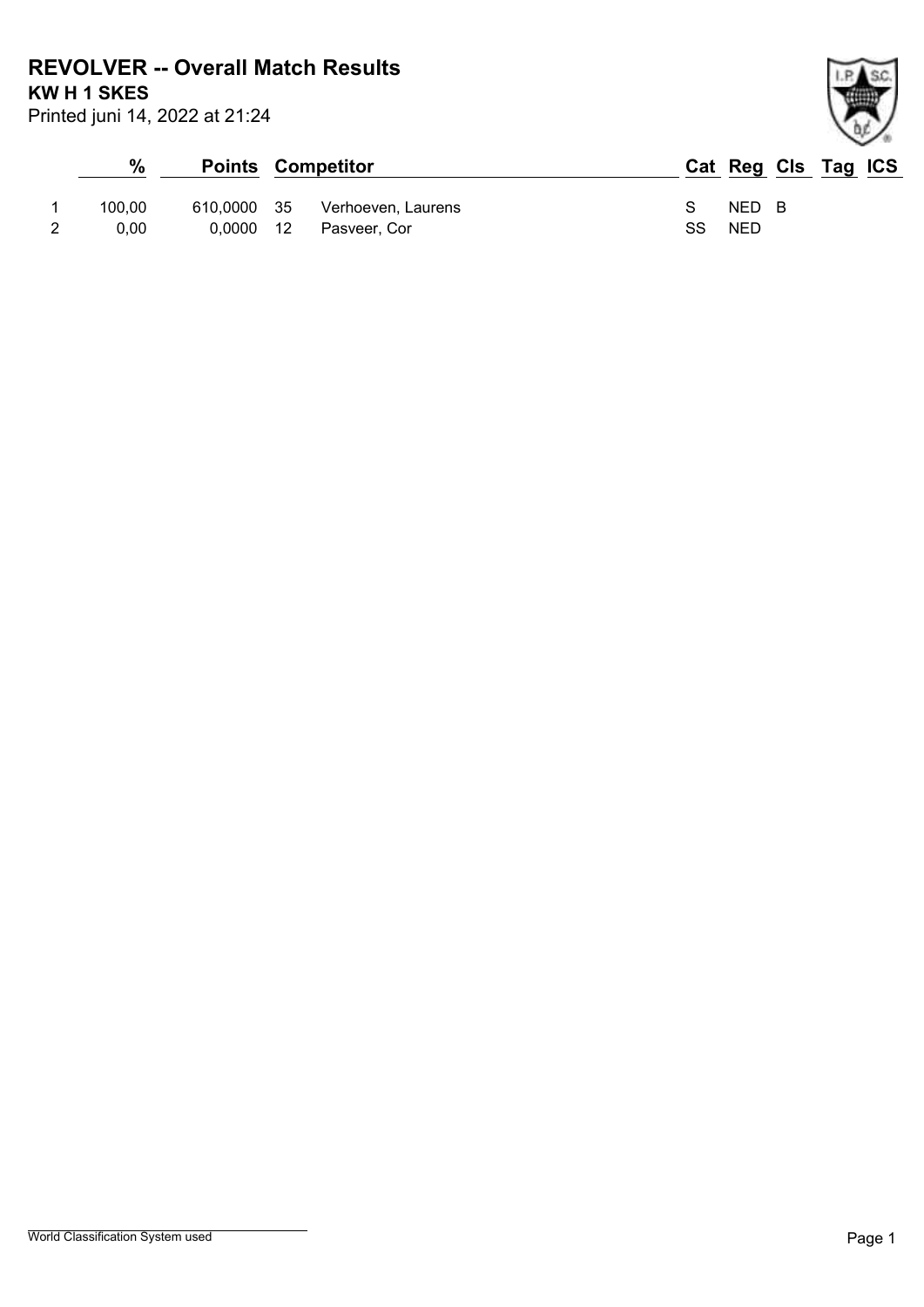# REVOLVER -- Overall Match Results

**KW H 1 SKES**

Printed juni 14, 2022 at 21:24

| | % | Points | | Competitor | Cat | Reg | Cls | Tag | ICS |
|---|---|---|---|---|---|---|---|---|---|
| 1 | 100,00 | 610,0000 | 35 | Verhoeven, Laurens | S | NED | B | | |
| 2 | 0,00 | 0,0000 | 12 | Pasveer, Cor | SS | NED | | | |

World Classification System used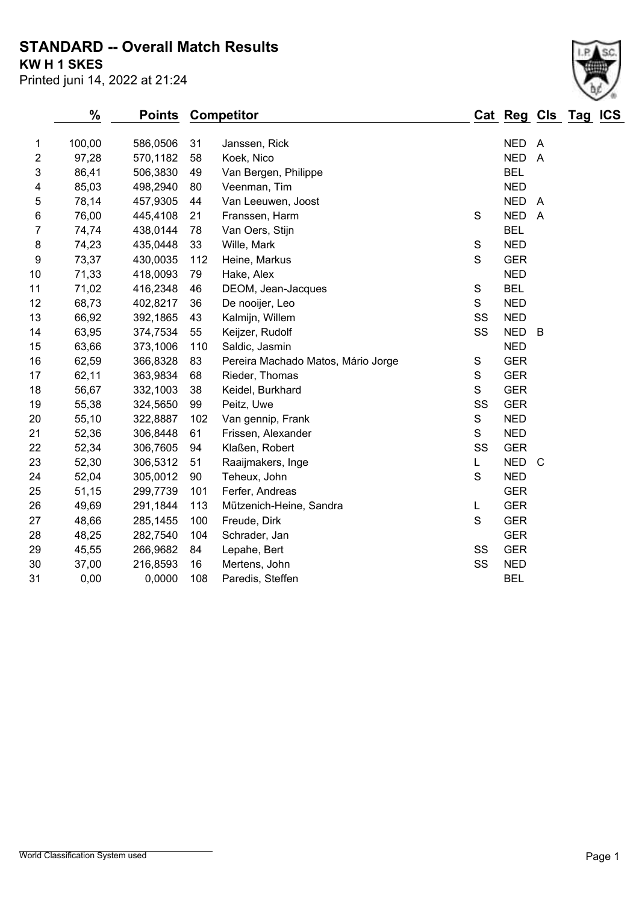# STANDARD -- Overall Match Results

**KW H 1 SKES**

Printed juni 14, 2022 at 21:24

| | % | Points | Competitor | | Cat | Reg | Cls | Tag | ICS |
|---|---|---|---|---|---|---|---|---|---|
| 1 | 100,00 | 586,0506 | 31 | Janssen, Rick | | NED | A | | |
| 2 | 97,28 | 570,1182 | 58 | Koek, Nico | | NED | A | | |
| 3 | 86,41 | 506,3830 | 49 | Van Bergen, Philippe | | BEL | | | |
| 4 | 85,03 | 498,2940 | 80 | Veenman, Tim | | NED | | | |
| 5 | 78,14 | 457,9305 | 44 | Van Leeuwen, Joost | | NED | A | | |
| 6 | 76,00 | 445,4108 | 21 | Franssen, Harm | S | NED | A | | |
| 7 | 74,74 | 438,0144 | 78 | Van Oers, Stijn | | BEL | | | |
| 8 | 74,23 | 435,0448 | 33 | Wille, Mark | S | NED | | | |
| 9 | 73,37 | 430,0035 | 112 | Heine, Markus | S | GER | | | |
| 10 | 71,33 | 418,0093 | 79 | Hake, Alex | | NED | | | |
| 11 | 71,02 | 416,2348 | 46 | DEOM, Jean-Jacques | S | BEL | | | |
| 12 | 68,73 | 402,8217 | 36 | De nooijer, Leo | S | NED | | | |
| 13 | 66,92 | 392,1865 | 43 | Kalmijn, Willem | SS | NED | | | |
| 14 | 63,95 | 374,7534 | 55 | Keijzer, Rudolf | SS | NED | B | | |
| 15 | 63,66 | 373,1006 | 110 | Saldic, Jasmin | | NED | | | |
| 16 | 62,59 | 366,8328 | 83 | Pereira Machado Matos, Mário Jorge | S | GER | | | |
| 17 | 62,11 | 363,9834 | 68 | Rieder, Thomas | S | GER | | | |
| 18 | 56,67 | 332,1003 | 38 | Keidel, Burkhard | S | GER | | | |
| 19 | 55,38 | 324,5650 | 99 | Peitz, Uwe | SS | GER | | | |
| 20 | 55,10 | 322,8887 | 102 | Van gennip, Frank | S | NED | | | |
| 21 | 52,36 | 306,8448 | 61 | Frissen, Alexander | S | NED | | | |
| 22 | 52,34 | 306,7605 | 94 | Klaßen, Robert | SS | GER | | | |
| 23 | 52,30 | 306,5312 | 51 | Raaijmakers, Inge | L | NED | C | | |
| 24 | 52,04 | 305,0012 | 90 | Teheux, John | S | NED | | | |
| 25 | 51,15 | 299,7739 | 101 | Ferfer, Andreas | | GER | | | |
| 26 | 49,69 | 291,1844 | 113 | Mützenich-Heine, Sandra | L | GER | | | |
| 27 | 48,66 | 285,1455 | 100 | Freude, Dirk | S | GER | | | |
| 28 | 48,25 | 282,7540 | 104 | Schrader, Jan | | GER | | | |
| 29 | 45,55 | 266,9682 | 84 | Lepahe, Bert | SS | GER | | | |
| 30 | 37,00 | 216,8593 | 16 | Mertens, John | SS | NED | | | |
| 31 | 0,00 | 0,0000 | 108 | Paredis, Steffen | | BEL | | | |

World Classification System used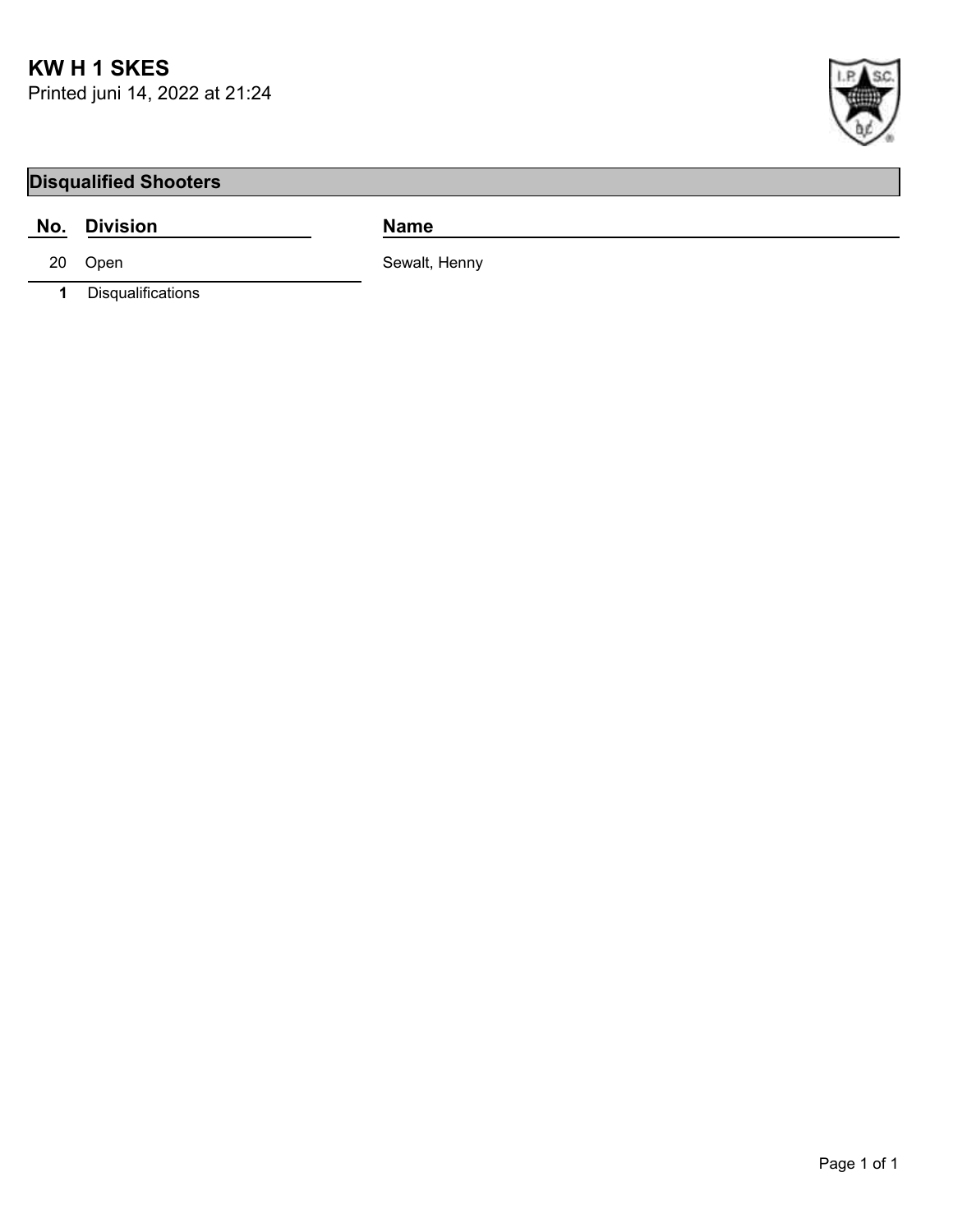# KW H 1 SKES

Printed juni 14, 2022 at 21:24

## Disqualified Shooters

| No. | Division | Name |
|---|---|---|
| 20 | Open | Sewalt, Henny |
| **1** | Disqualifications | |